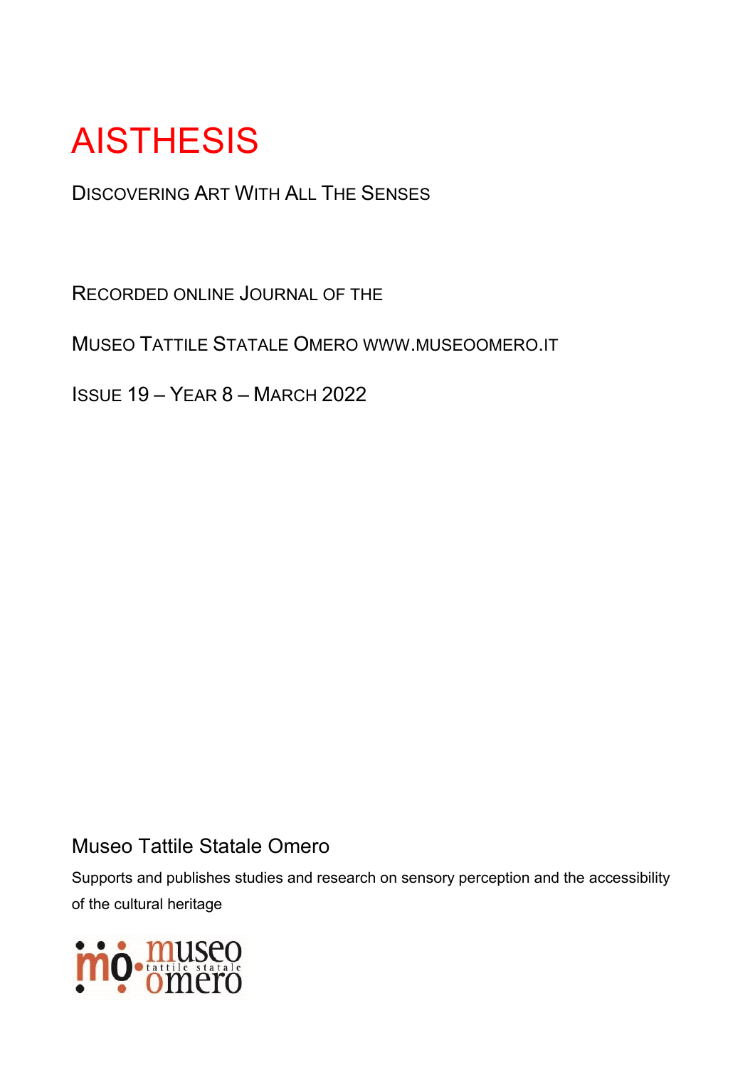# AISTHESIS

DISCOVERING ART WITH ALL THE SENSES

RECORDED ONLINE JOURNAL OF THE

MUSEO TATTILE STATALE OMERO WWW.MUSEOOMERO.IT

ISSUE 19 – YEAR 8 – MARCH 2022

Museo Tattile Statale Omero

Supports and publishes studies and research on sensory perception and the accessibility of the cultural heritage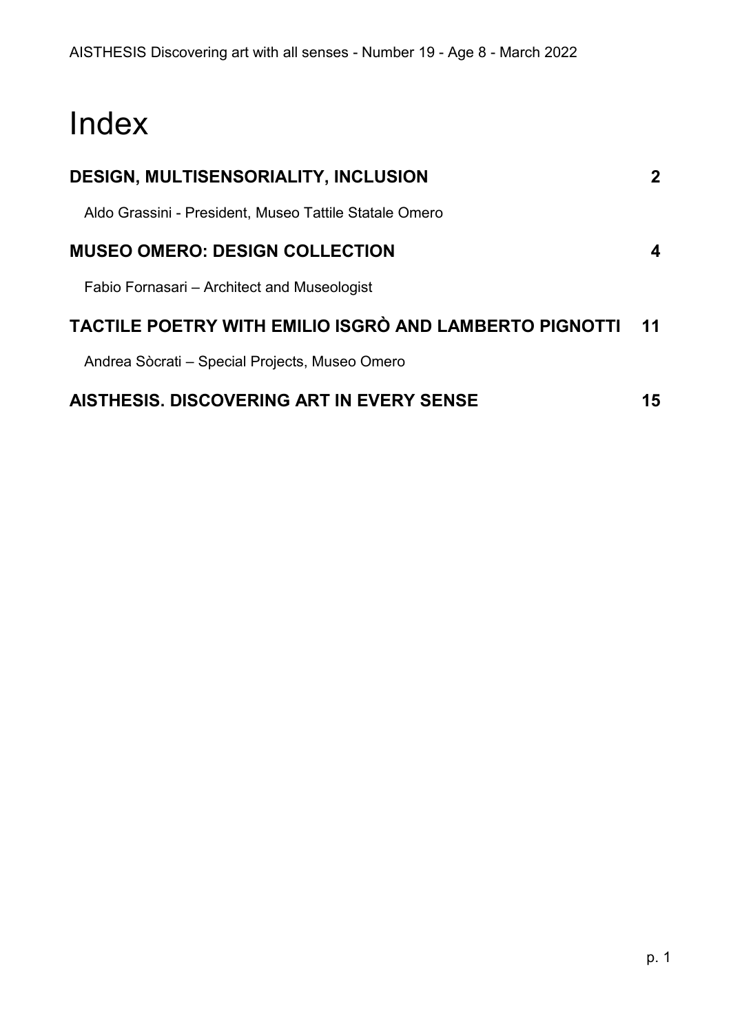# Index

| | |
|---|---|
| **DESIGN, MULTISENSORIALITY, INCLUSION** | **2** |
| Aldo Grassini - President, Museo Tattile Statale Omero | |
| **MUSEO OMERO: DESIGN COLLECTION** | **4** |
| Fabio Fornasari – Architect and Museologist | |
| **TACTILE POETRY WITH EMILIO ISGRÒ AND LAMBERTO PIGNOTTI** | **11** |
| Andrea Sòcrati – Special Projects, Museo Omero | |
| **AISTHESIS. DISCOVERING ART IN EVERY SENSE** | **15** |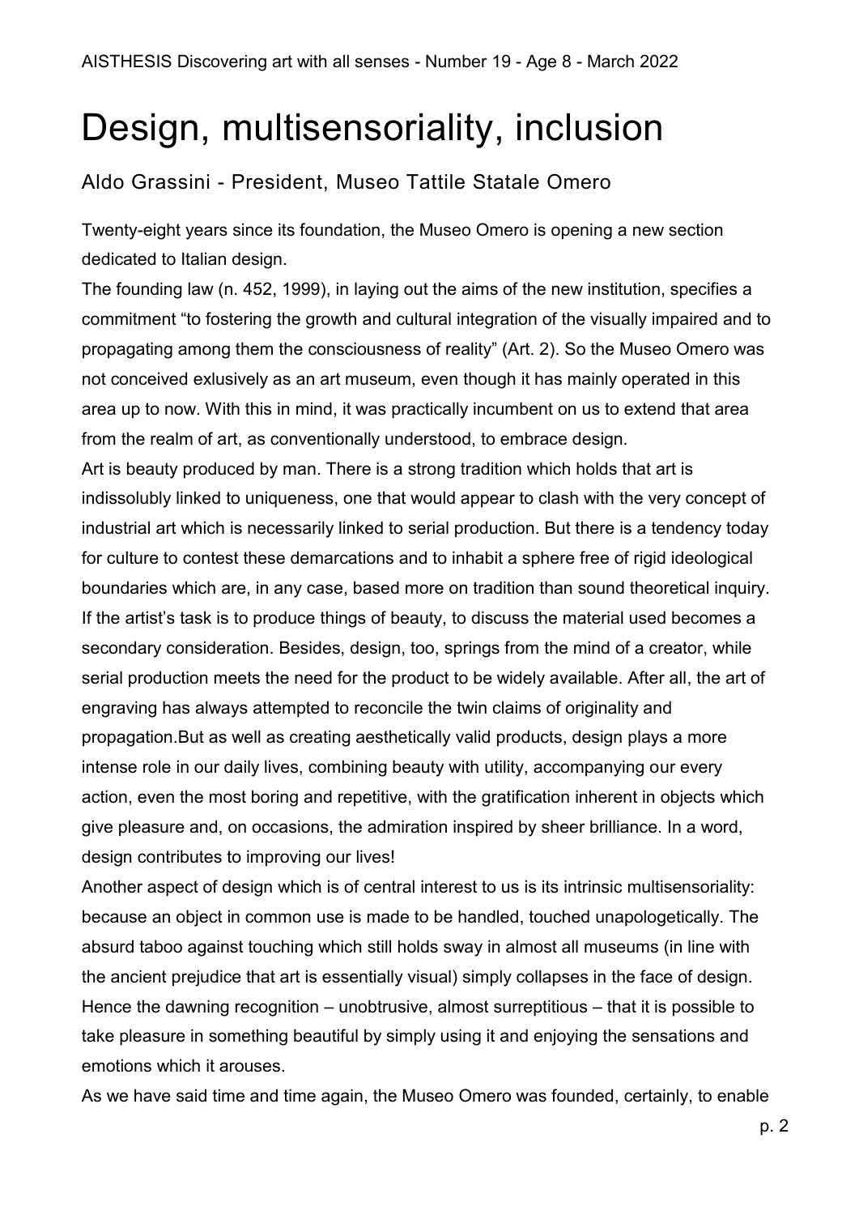# Design, multisensoriality, inclusion

## Aldo Grassini - President, Museo Tattile Statale Omero

Twenty-eight years since its foundation, the Museo Omero is opening a new section dedicated to Italian design.

The founding law (n. 452, 1999), in laying out the aims of the new institution, specifies a commitment "to fostering the growth and cultural integration of the visually impaired and to propagating among them the consciousness of reality" (Art. 2). So the Museo Omero was not conceived exlusively as an art museum, even though it has mainly operated in this area up to now. With this in mind, it was practically incumbent on us to extend that area from the realm of art, as conventionally understood, to embrace design.

Art is beauty produced by man. There is a strong tradition which holds that art is indissolubly linked to uniqueness, one that would appear to clash with the very concept of industrial art which is necessarily linked to serial production. But there is a tendency today for culture to contest these demarcations and to inhabit a sphere free of rigid ideological boundaries which are, in any case, based more on tradition than sound theoretical inquiry. If the artist's task is to produce things of beauty, to discuss the material used becomes a secondary consideration. Besides, design, too, springs from the mind of a creator, while serial production meets the need for the product to be widely available. After all, the art of engraving has always attempted to reconcile the twin claims of originality and propagation.But as well as creating aesthetically valid products, design plays a more intense role in our daily lives, combining beauty with utility, accompanying our every action, even the most boring and repetitive, with the gratification inherent in objects which give pleasure and, on occasions, the admiration inspired by sheer brilliance. In a word, design contributes to improving our lives!

Another aspect of design which is of central interest to us is its intrinsic multisensoriality: because an object in common use is made to be handled, touched unapologetically. The absurd taboo against touching which still holds sway in almost all museums (in line with the ancient prejudice that art is essentially visual) simply collapses in the face of design. Hence the dawning recognition – unobtrusive, almost surreptitious – that it is possible to take pleasure in something beautiful by simply using it and enjoying the sensations and emotions which it arouses.

As we have said time and time again, the Museo Omero was founded, certainly, to enable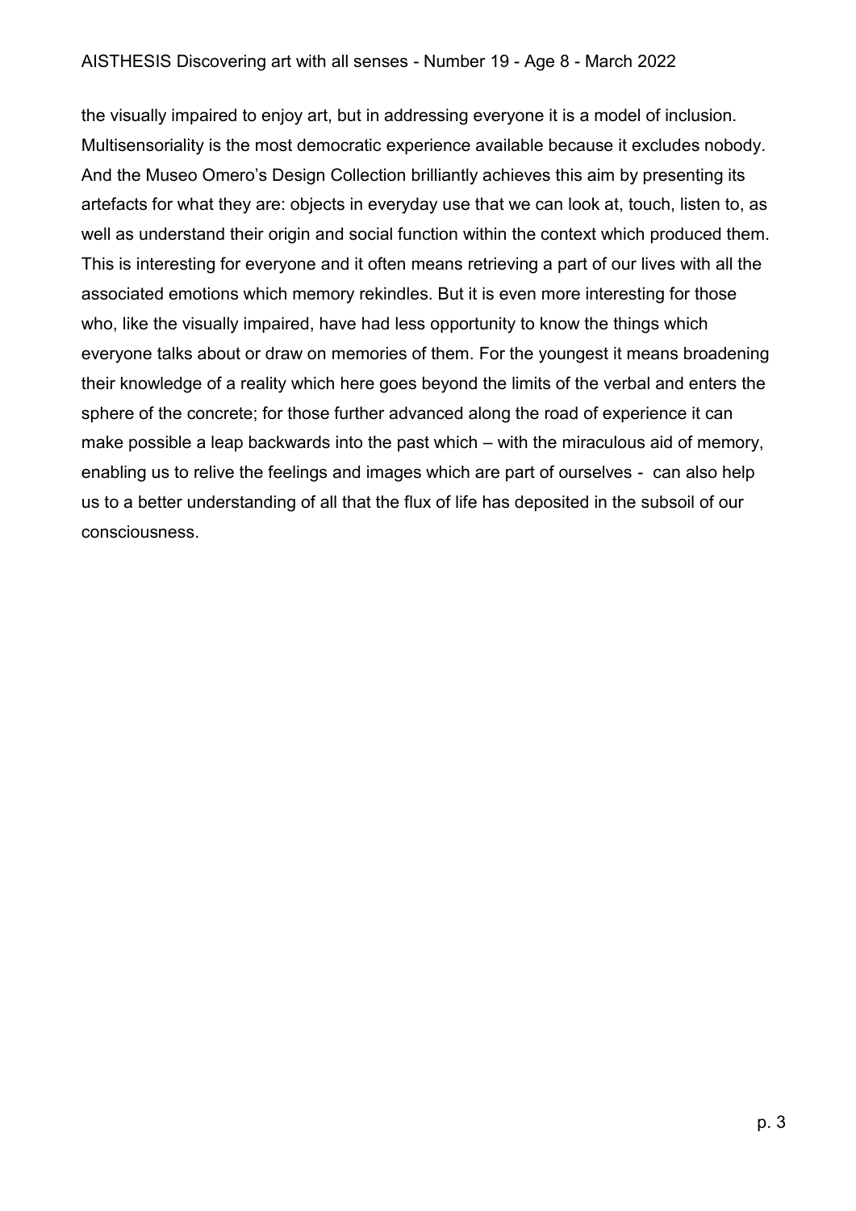the visually impaired to enjoy art, but in addressing everyone it is a model of inclusion. Multisensoriality is the most democratic experience available because it excludes nobody. And the Museo Omero's Design Collection brilliantly achieves this aim by presenting its artefacts for what they are: objects in everyday use that we can look at, touch, listen to, as well as understand their origin and social function within the context which produced them. This is interesting for everyone and it often means retrieving a part of our lives with all the associated emotions which memory rekindles. But it is even more interesting for those who, like the visually impaired, have had less opportunity to know the things which everyone talks about or draw on memories of them. For the youngest it means broadening their knowledge of a reality which here goes beyond the limits of the verbal and enters the sphere of the concrete; for those further advanced along the road of experience it can make possible a leap backwards into the past which – with the miraculous aid of memory, enabling us to relive the feelings and images which are part of ourselves - can also help us to a better understanding of all that the flux of life has deposited in the subsoil of our consciousness.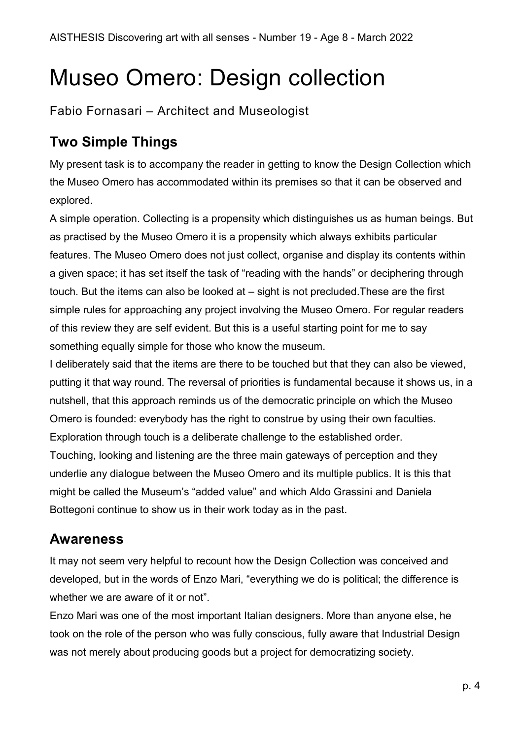# Museo Omero: Design collection

Fabio Fornasari – Architect and Museologist

## Two Simple Things

My present task is to accompany the reader in getting to know the Design Collection which the Museo Omero has accommodated within its premises so that it can be observed and explored.

A simple operation. Collecting is a propensity which distinguishes us as human beings. But as practised by the Museo Omero it is a propensity which always exhibits particular features. The Museo Omero does not just collect, organise and display its contents within a given space; it has set itself the task of "reading with the hands" or deciphering through touch. But the items can also be looked at – sight is not precluded.These are the first simple rules for approaching any project involving the Museo Omero. For regular readers of this review they are self evident. But this is a useful starting point for me to say something equally simple for those who know the museum.

I deliberately said that the items are there to be touched but that they can also be viewed, putting it that way round. The reversal of priorities is fundamental because it shows us, in a nutshell, that this approach reminds us of the democratic principle on which the Museo Omero is founded: everybody has the right to construe by using their own faculties. Exploration through touch is a deliberate challenge to the established order.

Touching, looking and listening are the three main gateways of perception and they underlie any dialogue between the Museo Omero and its multiple publics. It is this that might be called the Museum's "added value" and which Aldo Grassini and Daniela Bottegoni continue to show us in their work today as in the past.

## Awareness

It may not seem very helpful to recount how the Design Collection was conceived and developed, but in the words of Enzo Mari, "everything we do is political; the difference is whether we are aware of it or not".

Enzo Mari was one of the most important Italian designers. More than anyone else, he took on the role of the person who was fully conscious, fully aware that Industrial Design was not merely about producing goods but a project for democratizing society.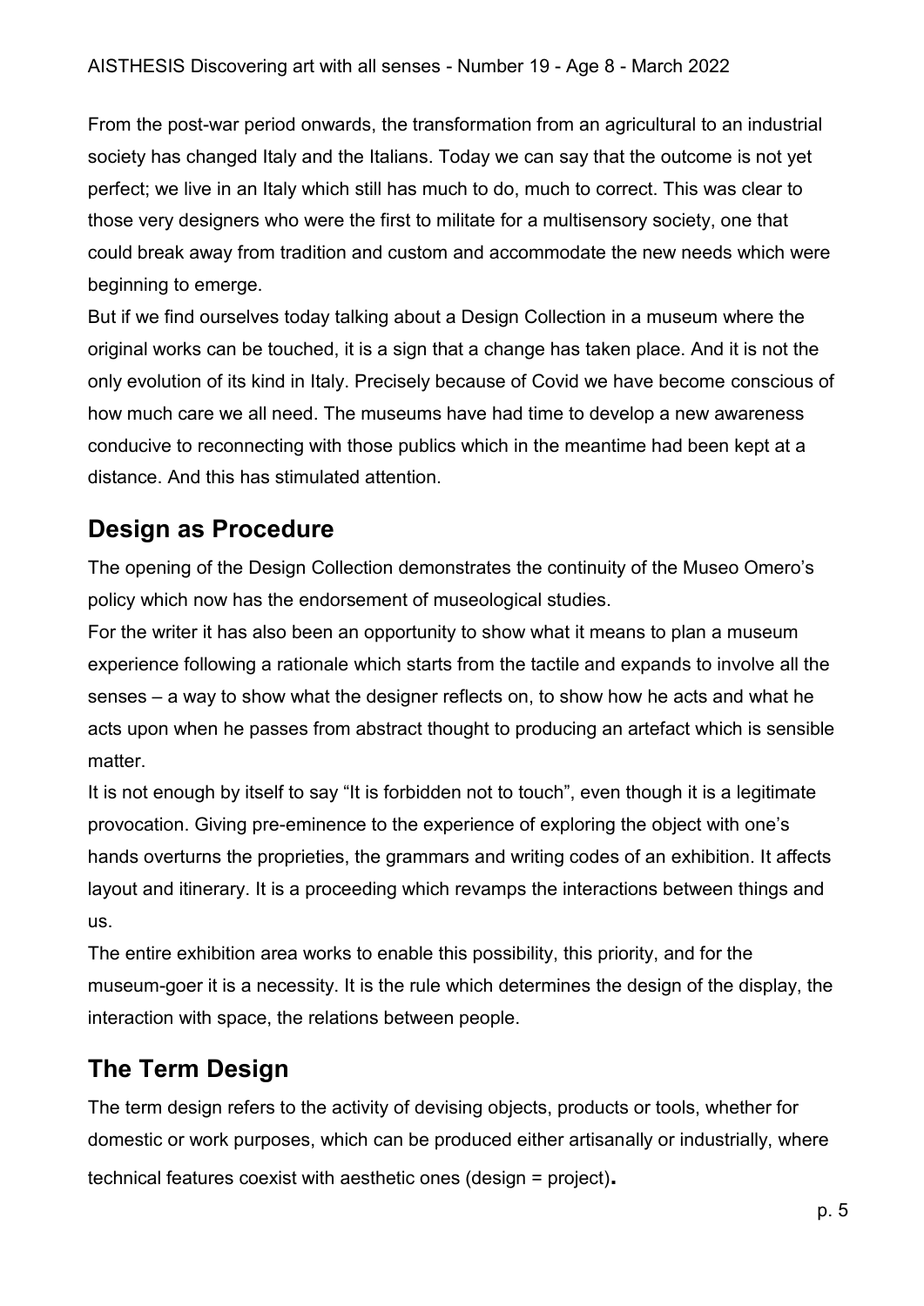From the post-war period onwards, the transformation from an agricultural to an industrial society has changed Italy and the Italians. Today we can say that the outcome is not yet perfect; we live in an Italy which still has much to do, much to correct. This was clear to those very designers who were the first to militate for a multisensory society, one that could break away from tradition and custom and accommodate the new needs which were beginning to emerge.

But if we find ourselves today talking about a Design Collection in a museum where the original works can be touched, it is a sign that a change has taken place. And it is not the only evolution of its kind in Italy. Precisely because of Covid we have become conscious of how much care we all need. The museums have had time to develop a new awareness conducive to reconnecting with those publics which in the meantime had been kept at a distance. And this has stimulated attention.

## Design as Procedure

The opening of the Design Collection demonstrates the continuity of the Museo Omero's policy which now has the endorsement of museological studies.

For the writer it has also been an opportunity to show what it means to plan a museum experience following a rationale which starts from the tactile and expands to involve all the senses – a way to show what the designer reflects on, to show how he acts and what he acts upon when he passes from abstract thought to producing an artefact which is sensible matter.

It is not enough by itself to say "It is forbidden not to touch", even though it is a legitimate provocation. Giving pre-eminence to the experience of exploring the object with one's hands overturns the proprieties, the grammars and writing codes of an exhibition. It affects layout and itinerary. It is a proceeding which revamps the interactions between things and us.

The entire exhibition area works to enable this possibility, this priority, and for the museum-goer it is a necessity. It is the rule which determines the design of the display, the interaction with space, the relations between people.

## The Term Design

The term design refers to the activity of devising objects, products or tools, whether for domestic or work purposes, which can be produced either artisanally or industrially, where technical features coexist with aesthetic ones (design = project).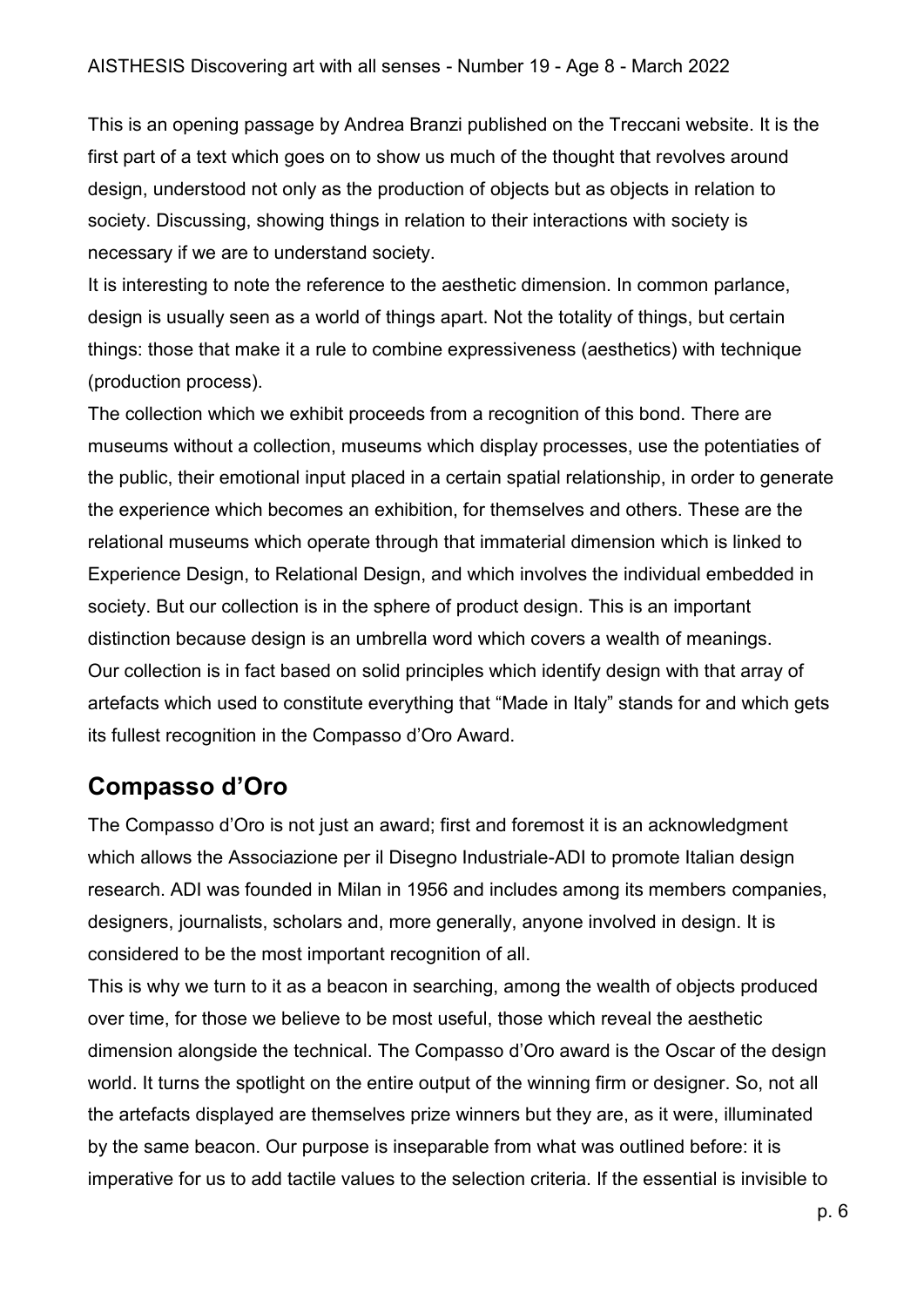This is an opening passage by Andrea Branzi published on the Treccani website. It is the first part of a text which goes on to show us much of the thought that revolves around design, understood not only as the production of objects but as objects in relation to society. Discussing, showing things in relation to their interactions with society is necessary if we are to understand society.

It is interesting to note the reference to the aesthetic dimension. In common parlance, design is usually seen as a world of things apart. Not the totality of things, but certain things: those that make it a rule to combine expressiveness (aesthetics) with technique (production process).

The collection which we exhibit proceeds from a recognition of this bond. There are museums without a collection, museums which display processes, use the potentiaties of the public, their emotional input placed in a certain spatial relationship, in order to generate the experience which becomes an exhibition, for themselves and others. These are the relational museums which operate through that immaterial dimension which is linked to Experience Design, to Relational Design, and which involves the individual embedded in society. But our collection is in the sphere of product design. This is an important distinction because design is an umbrella word which covers a wealth of meanings.

Our collection is in fact based on solid principles which identify design with that array of artefacts which used to constitute everything that "Made in Italy" stands for and which gets its fullest recognition in the Compasso d'Oro Award.

## Compasso d'Oro

The Compasso d'Oro is not just an award; first and foremost it is an acknowledgment which allows the Associazione per il Disegno Industriale-ADI to promote Italian design research. ADI was founded in Milan in 1956 and includes among its members companies, designers, journalists, scholars and, more generally, anyone involved in design. It is considered to be the most important recognition of all.

This is why we turn to it as a beacon in searching, among the wealth of objects produced over time, for those we believe to be most useful, those which reveal the aesthetic dimension alongside the technical. The Compasso d'Oro award is the Oscar of the design world. It turns the spotlight on the entire output of the winning firm or designer. So, not all the artefacts displayed are themselves prize winners but they are, as it were, illuminated by the same beacon. Our purpose is inseparable from what was outlined before: it is imperative for us to add tactile values to the selection criteria. If the essential is invisible to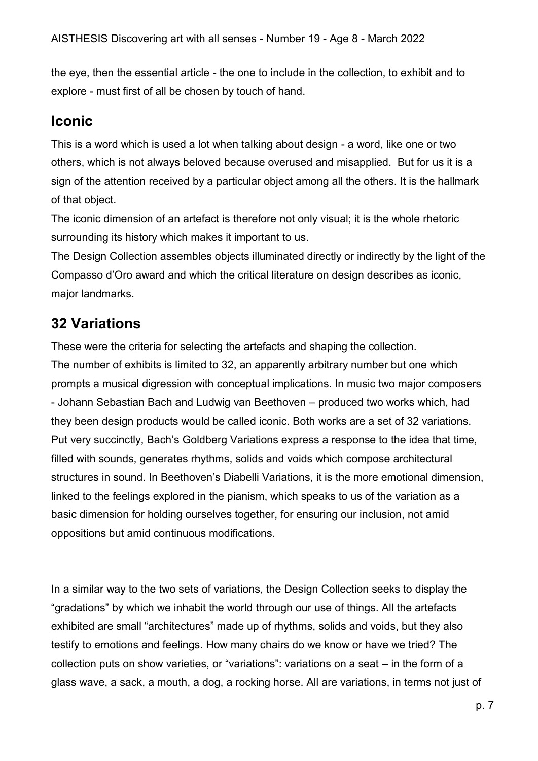the eye, then the essential article - the one to include in the collection, to exhibit and to explore - must first of all be chosen by touch of hand.

## Iconic

This is a word which is used a lot when talking about design - a word, like one or two others, which is not always beloved because overused and misapplied. But for us it is a sign of the attention received by a particular object among all the others. It is the hallmark of that object.

The iconic dimension of an artefact is therefore not only visual; it is the whole rhetoric surrounding its history which makes it important to us.

The Design Collection assembles objects illuminated directly or indirectly by the light of the Compasso d'Oro award and which the critical literature on design describes as iconic, major landmarks.

## 32 Variations

These were the criteria for selecting the artefacts and shaping the collection.

The number of exhibits is limited to 32, an apparently arbitrary number but one which prompts a musical digression with conceptual implications. In music two major composers - Johann Sebastian Bach and Ludwig van Beethoven – produced two works which, had they been design products would be called iconic. Both works are a set of 32 variations. Put very succinctly, Bach's Goldberg Variations express a response to the idea that time, filled with sounds, generates rhythms, solids and voids which compose architectural structures in sound. In Beethoven's Diabelli Variations, it is the more emotional dimension, linked to the feelings explored in the pianism, which speaks to us of the variation as a basic dimension for holding ourselves together, for ensuring our inclusion, not amid oppositions but amid continuous modifications.

In a similar way to the two sets of variations, the Design Collection seeks to display the "gradations" by which we inhabit the world through our use of things. All the artefacts exhibited are small "architectures" made up of rhythms, solids and voids, but they also testify to emotions and feelings. How many chairs do we know or have we tried? The collection puts on show varieties, or "variations": variations on a seat – in the form of a glass wave, a sack, a mouth, a dog, a rocking horse. All are variations, in terms not just of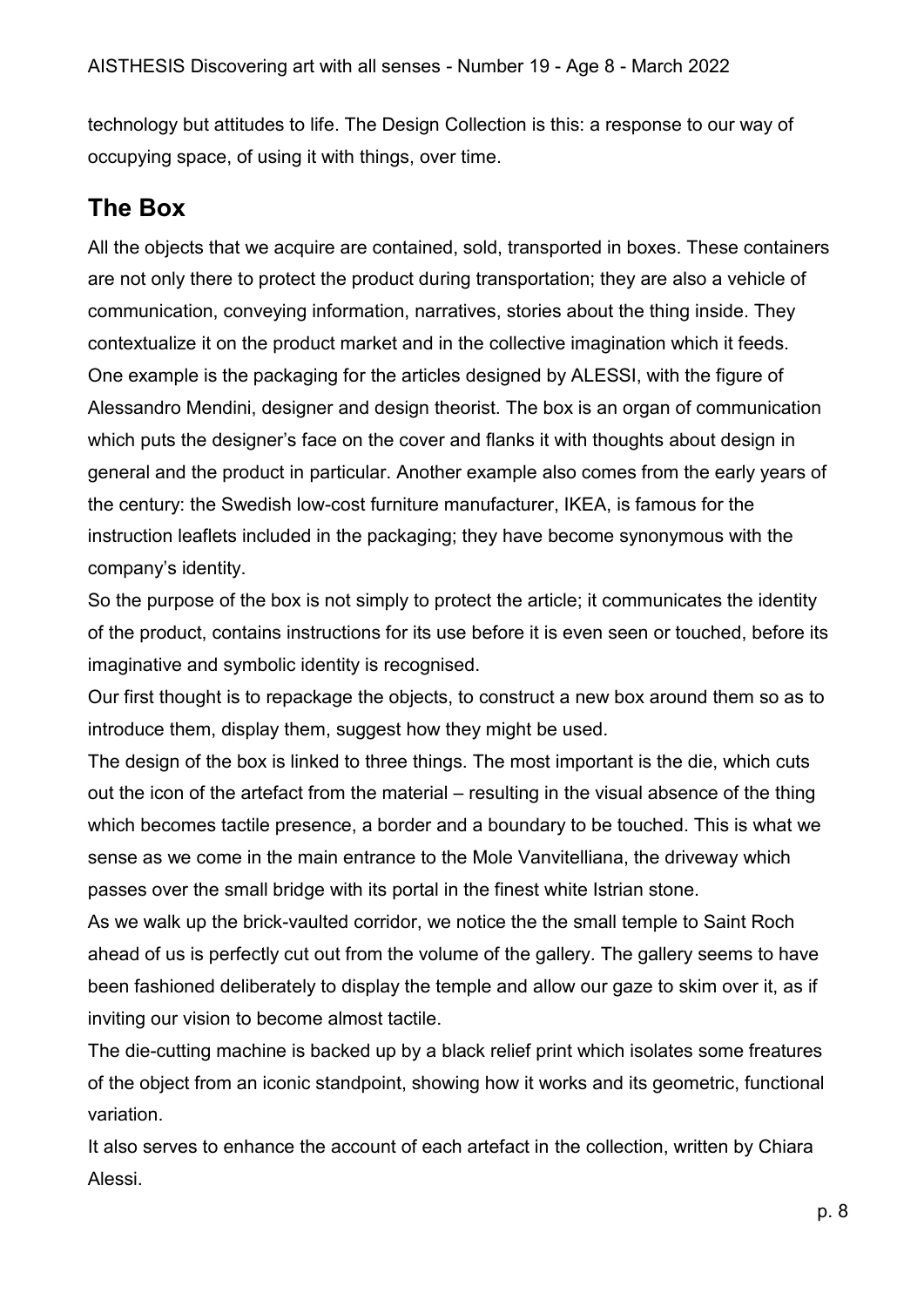technology but attitudes to life. The Design Collection is this: a response to our way of occupying space, of using it with things, over time.

## The Box

All the objects that we acquire are contained, sold, transported in boxes. These containers are not only there to protect the product during transportation; they are also a vehicle of communication, conveying information, narratives, stories about the thing inside. They contextualize it on the product market and in the collective imagination which it feeds. One example is the packaging for the articles designed by ALESSI, with the figure of Alessandro Mendini, designer and design theorist. The box is an organ of communication which puts the designer's face on the cover and flanks it with thoughts about design in general and the product in particular. Another example also comes from the early years of the century: the Swedish low-cost furniture manufacturer, IKEA, is famous for the instruction leaflets included in the packaging; they have become synonymous with the company's identity.

So the purpose of the box is not simply to protect the article; it communicates the identity of the product, contains instructions for its use before it is even seen or touched, before its imaginative and symbolic identity is recognised.

Our first thought is to repackage the objects, to construct a new box around them so as to introduce them, display them, suggest how they might be used.

The design of the box is linked to three things. The most important is the die, which cuts out the icon of the artefact from the material – resulting in the visual absence of the thing which becomes tactile presence, a border and a boundary to be touched. This is what we sense as we come in the main entrance to the Mole Vanvitelliana, the driveway which passes over the small bridge with its portal in the finest white Istrian stone.

As we walk up the brick-vaulted corridor, we notice the the small temple to Saint Roch ahead of us is perfectly cut out from the volume of the gallery. The gallery seems to have been fashioned deliberately to display the temple and allow our gaze to skim over it, as if inviting our vision to become almost tactile.

The die-cutting machine is backed up by a black relief print which isolates some freatures of the object from an iconic standpoint, showing how it works and its geometric, functional variation.

It also serves to enhance the account of each artefact in the collection, written by Chiara Alessi.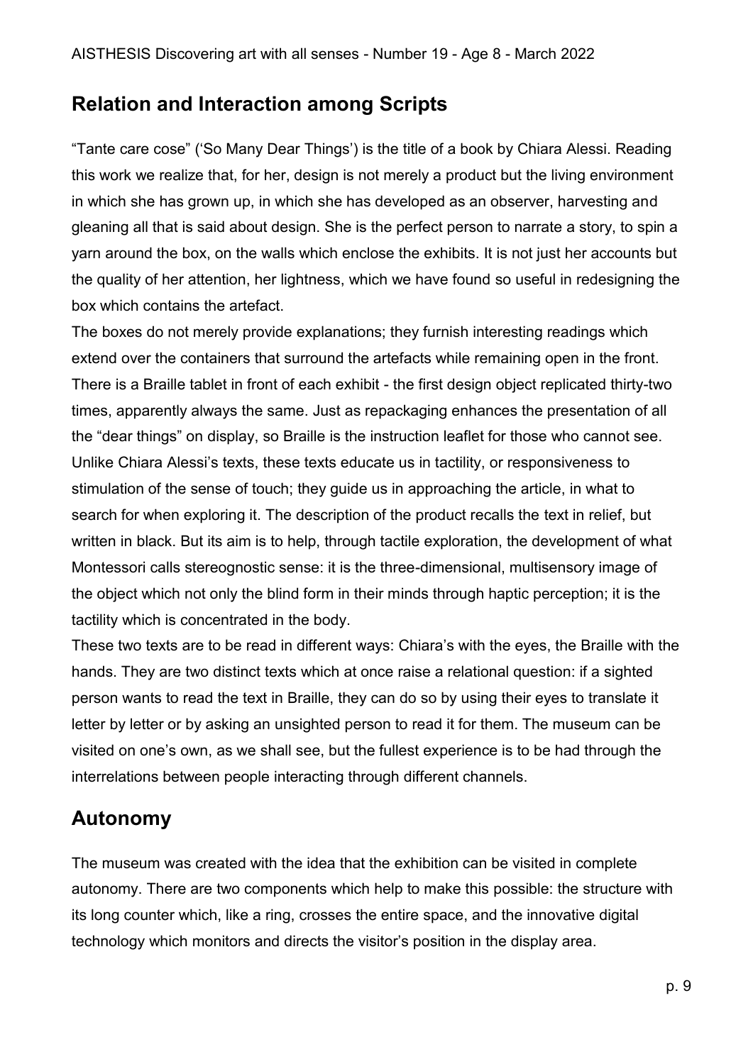## Relation and Interaction among Scripts

"Tante care cose" ('So Many Dear Things') is the title of a book by Chiara Alessi. Reading this work we realize that, for her, design is not merely a product but the living environment in which she has grown up, in which she has developed as an observer, harvesting and gleaning all that is said about design. She is the perfect person to narrate a story, to spin a yarn around the box, on the walls which enclose the exhibits. It is not just her accounts but the quality of her attention, her lightness, which we have found so useful in redesigning the box which contains the artefact.

The boxes do not merely provide explanations; they furnish interesting readings which extend over the containers that surround the artefacts while remaining open in the front. There is a Braille tablet in front of each exhibit - the first design object replicated thirty-two times, apparently always the same. Just as repackaging enhances the presentation of all the "dear things" on display, so Braille is the instruction leaflet for those who cannot see. Unlike Chiara Alessi's texts, these texts educate us in tactility, or responsiveness to stimulation of the sense of touch; they guide us in approaching the article, in what to search for when exploring it. The description of the product recalls the text in relief, but written in black. But its aim is to help, through tactile exploration, the development of what Montessori calls stereognostic sense: it is the three-dimensional, multisensory image of the object which not only the blind form in their minds through haptic perception; it is the tactility which is concentrated in the body.

These two texts are to be read in different ways: Chiara's with the eyes, the Braille with the hands. They are two distinct texts which at once raise a relational question: if a sighted person wants to read the text in Braille, they can do so by using their eyes to translate it letter by letter or by asking an unsighted person to read it for them. The museum can be visited on one's own, as we shall see, but the fullest experience is to be had through the interrelations between people interacting through different channels.

## Autonomy

The museum was created with the idea that the exhibition can be visited in complete autonomy. There are two components which help to make this possible: the structure with its long counter which, like a ring, crosses the entire space, and the innovative digital technology which monitors and directs the visitor's position in the display area.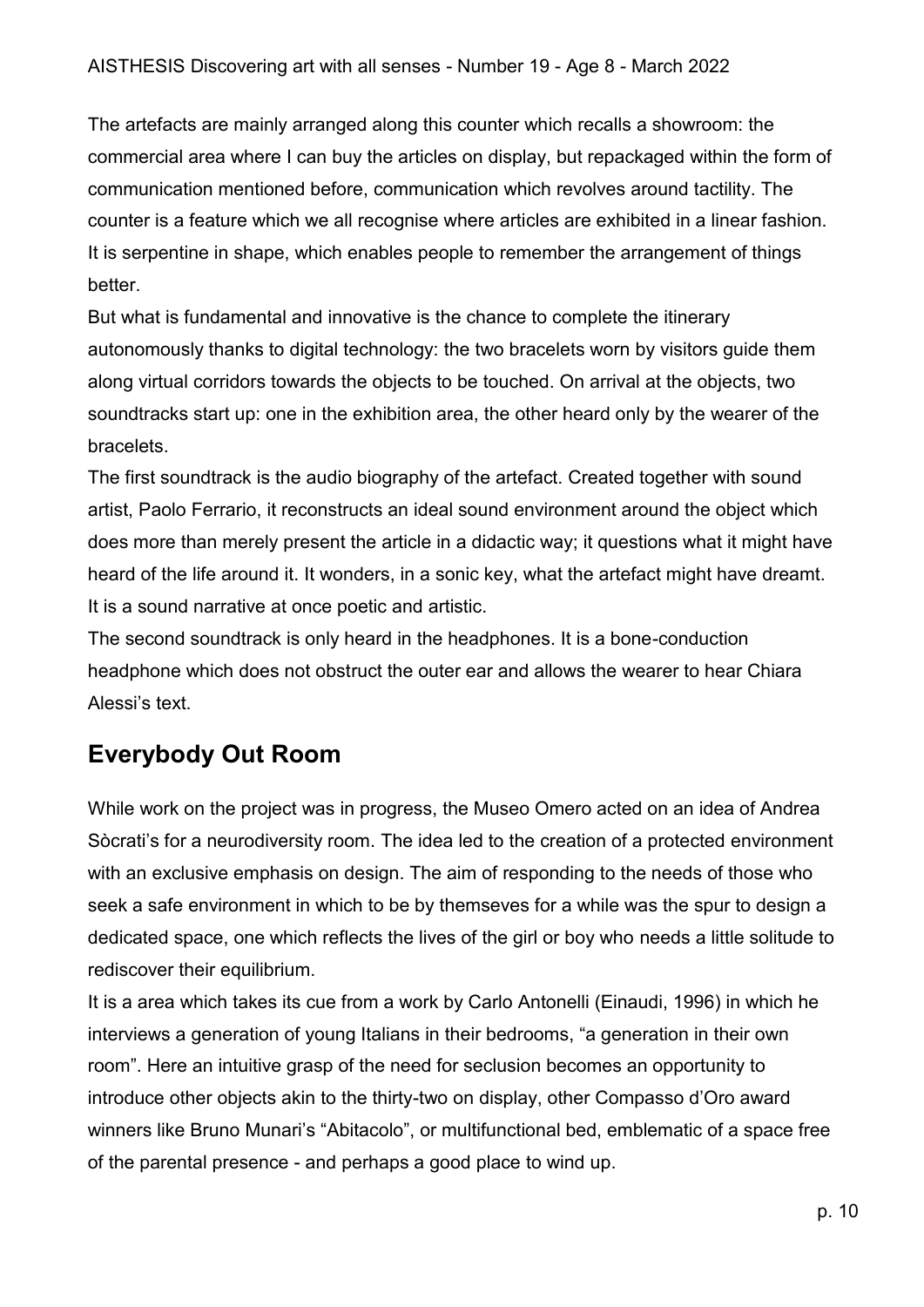The artefacts are mainly arranged along this counter which recalls a showroom: the commercial area where I can buy the articles on display, but repackaged within the form of communication mentioned before, communication which revolves around tactility. The counter is a feature which we all recognise where articles are exhibited in a linear fashion. It is serpentine in shape, which enables people to remember the arrangement of things better.

But what is fundamental and innovative is the chance to complete the itinerary autonomously thanks to digital technology: the two bracelets worn by visitors guide them along virtual corridors towards the objects to be touched. On arrival at the objects, two soundtracks start up: one in the exhibition area, the other heard only by the wearer of the bracelets.

The first soundtrack is the audio biography of the artefact. Created together with sound artist, Paolo Ferrario, it reconstructs an ideal sound environment around the object which does more than merely present the article in a didactic way; it questions what it might have heard of the life around it. It wonders, in a sonic key, what the artefact might have dreamt. It is a sound narrative at once poetic and artistic.

The second soundtrack is only heard in the headphones. It is a bone-conduction headphone which does not obstruct the outer ear and allows the wearer to hear Chiara Alessi's text.

## Everybody Out Room

While work on the project was in progress, the Museo Omero acted on an idea of Andrea Sòcrati's for a neurodiversity room. The idea led to the creation of a protected environment with an exclusive emphasis on design. The aim of responding to the needs of those who seek a safe environment in which to be by themseves for a while was the spur to design a dedicated space, one which reflects the lives of the girl or boy who needs a little solitude to rediscover their equilibrium.

It is a area which takes its cue from a work by Carlo Antonelli (Einaudi, 1996) in which he interviews a generation of young Italians in their bedrooms, "a generation in their own room". Here an intuitive grasp of the need for seclusion becomes an opportunity to introduce other objects akin to the thirty-two on display, other Compasso d'Oro award winners like Bruno Munari's "Abitacolo", or multifunctional bed, emblematic of a space free of the parental presence - and perhaps a good place to wind up.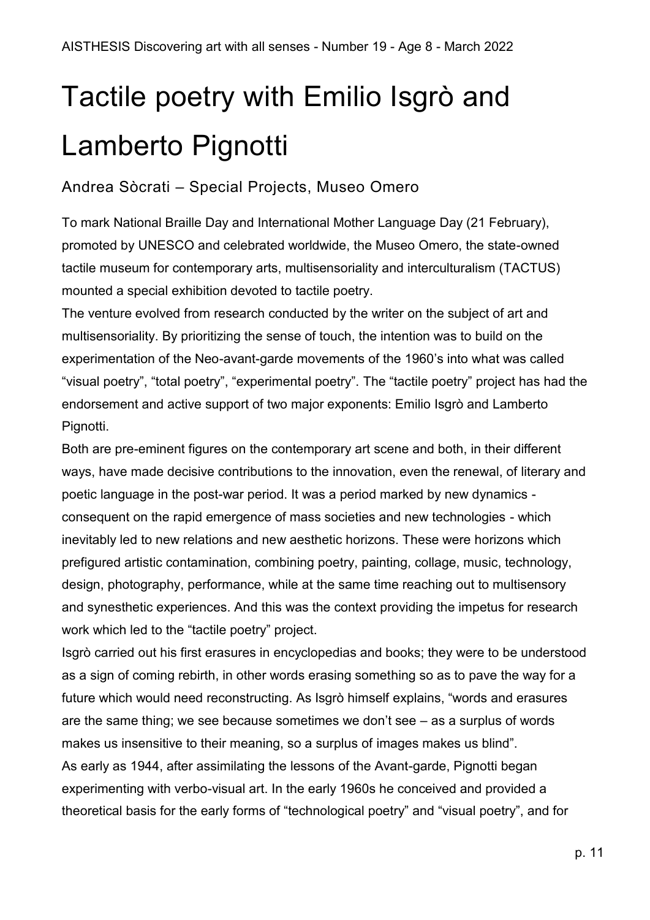# Tactile poetry with Emilio Isgrò and Lamberto Pignotti

Andrea Sòcrati – Special Projects, Museo Omero

To mark National Braille Day and International Mother Language Day (21 February), promoted by UNESCO and celebrated worldwide, the Museo Omero, the state-owned tactile museum for contemporary arts, multisensoriality and interculturalism (TACTUS) mounted a special exhibition devoted to tactile poetry.

The venture evolved from research conducted by the writer on the subject of art and multisensoriality. By prioritizing the sense of touch, the intention was to build on the experimentation of the Neo-avant-garde movements of the 1960's into what was called "visual poetry", "total poetry", "experimental poetry". The "tactile poetry" project has had the endorsement and active support of two major exponents: Emilio Isgrò and Lamberto Pignotti.

Both are pre-eminent figures on the contemporary art scene and both, in their different ways, have made decisive contributions to the innovation, even the renewal, of literary and poetic language in the post-war period. It was a period marked by new dynamics - consequent on the rapid emergence of mass societies and new technologies - which inevitably led to new relations and new aesthetic horizons. These were horizons which prefigured artistic contamination, combining poetry, painting, collage, music, technology, design, photography, performance, while at the same time reaching out to multisensory and synesthetic experiences. And this was the context providing the impetus for research work which led to the "tactile poetry" project.

Isgrò carried out his first erasures in encyclopedias and books; they were to be understood as a sign of coming rebirth, in other words erasing something so as to pave the way for a future which would need reconstructing. As Isgrò himself explains, "words and erasures are the same thing; we see because sometimes we don't see – as a surplus of words makes us insensitive to their meaning, so a surplus of images makes us blind".

As early as 1944, after assimilating the lessons of the Avant-garde, Pignotti began experimenting with verbo-visual art. In the early 1960s he conceived and provided a theoretical basis for the early forms of "technological poetry" and "visual poetry", and for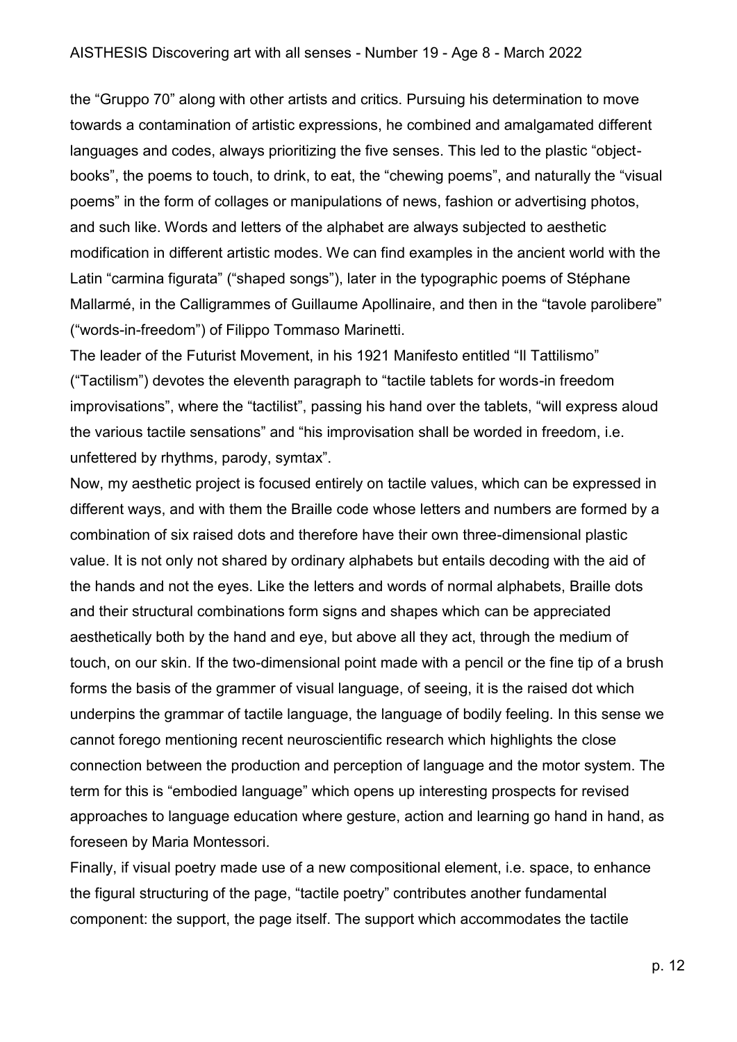the "Gruppo 70" along with other artists and critics. Pursuing his determination to move towards a contamination of artistic expressions, he combined and amalgamated different languages and codes, always prioritizing the five senses. This led to the plastic "object-books", the poems to touch, to drink, to eat, the "chewing poems", and naturally the "visual poems" in the form of collages or manipulations of news, fashion or advertising photos, and such like. Words and letters of the alphabet are always subjected to aesthetic modification in different artistic modes. We can find examples in the ancient world with the Latin "carmina figurata" ("shaped songs"), later in the typographic poems of Stéphane Mallarmé, in the Calligrammes of Guillaume Apollinaire, and then in the "tavole parolibere" ("words-in-freedom") of Filippo Tommaso Marinetti.

The leader of the Futurist Movement, in his 1921 Manifesto entitled "Il Tattilismo" ("Tactilism") devotes the eleventh paragraph to "tactile tablets for words-in freedom improvisations", where the "tactilist", passing his hand over the tablets, "will express aloud the various tactile sensations" and "his improvisation shall be worded in freedom, i.e. unfettered by rhythms, parody, symtax".

Now, my aesthetic project is focused entirely on tactile values, which can be expressed in different ways, and with them the Braille code whose letters and numbers are formed by a combination of six raised dots and therefore have their own three-dimensional plastic value. It is not only not shared by ordinary alphabets but entails decoding with the aid of the hands and not the eyes. Like the letters and words of normal alphabets, Braille dots and their structural combinations form signs and shapes which can be appreciated aesthetically both by the hand and eye, but above all they act, through the medium of touch, on our skin. If the two-dimensional point made with a pencil or the fine tip of a brush forms the basis of the grammer of visual language, of seeing, it is the raised dot which underpins the grammar of tactile language, the language of bodily feeling. In this sense we cannot forego mentioning recent neuroscientific research which highlights the close connection between the production and perception of language and the motor system. The term for this is "embodied language" which opens up interesting prospects for revised approaches to language education where gesture, action and learning go hand in hand, as foreseen by Maria Montessori.

Finally, if visual poetry made use of a new compositional element, i.e. space, to enhance the figural structuring of the page, "tactile poetry" contributes another fundamental component: the support, the page itself. The support which accommodates the tactile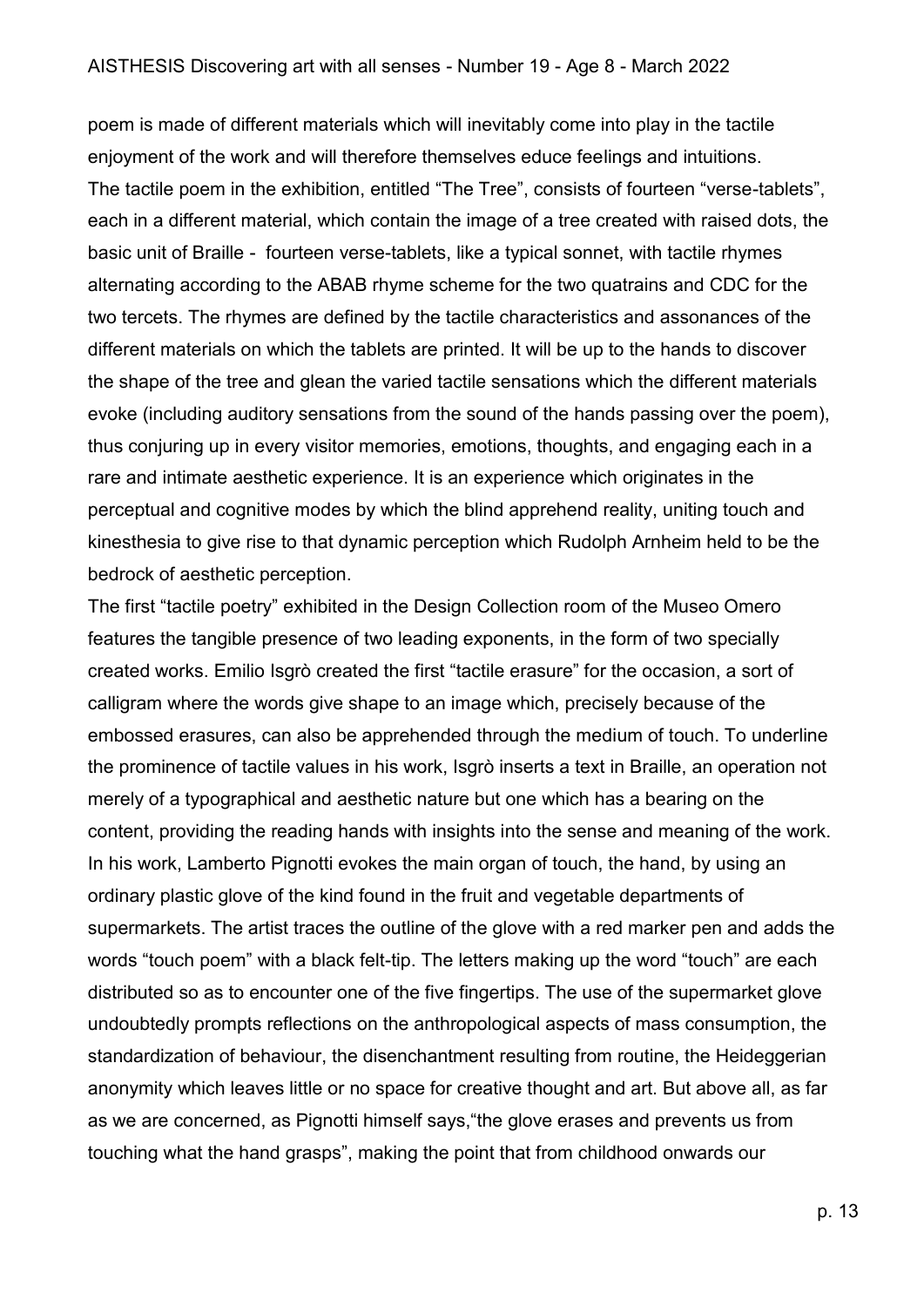poem is made of different materials which will inevitably come into play in the tactile enjoyment of the work and will therefore themselves educe feelings and intuitions.
The tactile poem in the exhibition, entitled "The Tree", consists of fourteen "verse-tablets", each in a different material, which contain the image of a tree created with raised dots, the basic unit of Braille - fourteen verse-tablets, like a typical sonnet, with tactile rhymes alternating according to the ABAB rhyme scheme for the two quatrains and CDC for the two tercets. The rhymes are defined by the tactile characteristics and assonances of the different materials on which the tablets are printed. It will be up to the hands to discover the shape of the tree and glean the varied tactile sensations which the different materials evoke (including auditory sensations from the sound of the hands passing over the poem), thus conjuring up in every visitor memories, emotions, thoughts, and engaging each in a rare and intimate aesthetic experience. It is an experience which originates in the perceptual and cognitive modes by which the blind apprehend reality, uniting touch and kinesthesia to give rise to that dynamic perception which Rudolph Arnheim held to be the bedrock of aesthetic perception.
The first "tactile poetry" exhibited in the Design Collection room of the Museo Omero features the tangible presence of two leading exponents, in the form of two specially created works. Emilio Isgrò created the first "tactile erasure" for the occasion, a sort of calligram where the words give shape to an image which, precisely because of the embossed erasures, can also be apprehended through the medium of touch. To underline the prominence of tactile values in his work, Isgrò inserts a text in Braille, an operation not merely of a typographical and aesthetic nature but one which has a bearing on the content, providing the reading hands with insights into the sense and meaning of the work. In his work, Lamberto Pignotti evokes the main organ of touch, the hand, by using an ordinary plastic glove of the kind found in the fruit and vegetable departments of supermarkets. The artist traces the outline of the glove with a red marker pen and adds the words "touch poem" with a black felt-tip. The letters making up the word "touch" are each distributed so as to encounter one of the five fingertips. The use of the supermarket glove undoubtedly prompts reflections on the anthropological aspects of mass consumption, the standardization of behaviour, the disenchantment resulting from routine, the Heideggerian anonymity which leaves little or no space for creative thought and art. But above all, as far as we are concerned, as Pignotti himself says,"the glove erases and prevents us from touching what the hand grasps", making the point that from childhood onwards our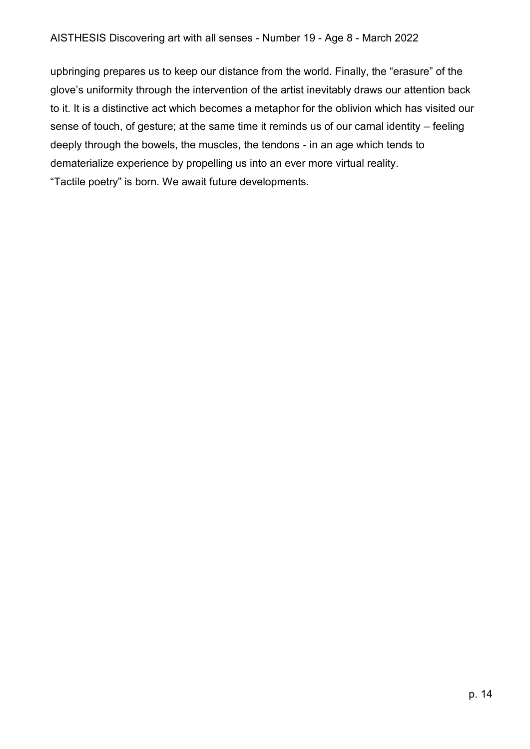upbringing prepares us to keep our distance from the world. Finally, the "erasure" of the glove's uniformity through the intervention of the artist inevitably draws our attention back to it. It is a distinctive act which becomes a metaphor for the oblivion which has visited our sense of touch, of gesture; at the same time it reminds us of our carnal identity – feeling deeply through the bowels, the muscles, the tendons - in an age which tends to dematerialize experience by propelling us into an ever more virtual reality.

"Tactile poetry" is born. We await future developments.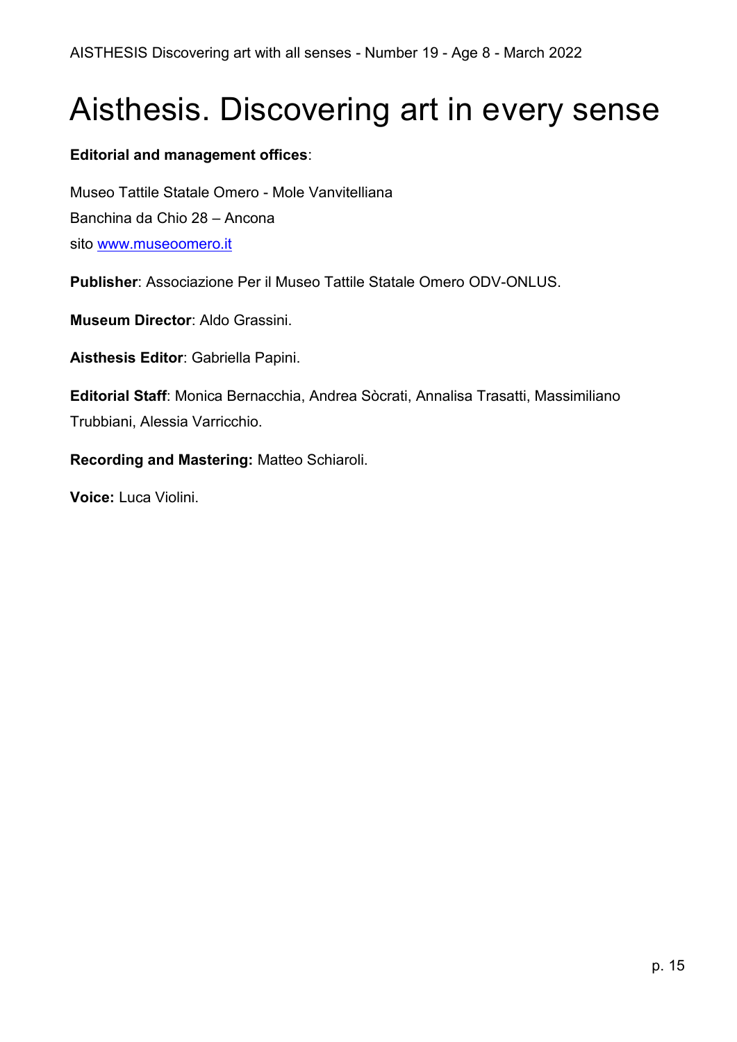# Aisthesis. Discovering art in every sense

**Editorial and management offices**:

Museo Tattile Statale Omero - Mole Vanvitelliana
Banchina da Chio 28 – Ancona
sito www.museoomero.it

**Publisher**: Associazione Per il Museo Tattile Statale Omero ODV-ONLUS.

**Museum Director**: Aldo Grassini.

**Aisthesis Editor**: Gabriella Papini.

**Editorial Staff**: Monica Bernacchia, Andrea Sòcrati, Annalisa Trasatti, Massimiliano Trubbiani, Alessia Varricchio.

**Recording and Mastering:** Matteo Schiaroli.

**Voice:** Luca Violini.